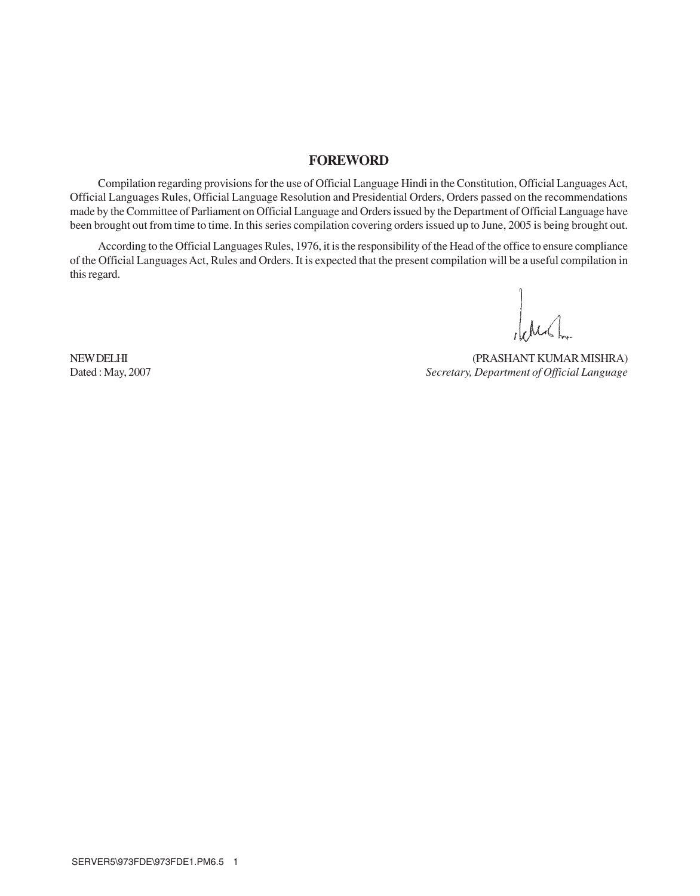# FOREWORD

Compilation regarding provisions for the use of Official Language Hindi in the Constitution, Official Languages Act, Official Languages Rules, Official Language Resolution and Presidential Orders, Orders passed on the recommendations made by the Committee of Parliament on Official Language and Orders issued by the Department of Official Language have been brought out from time to time. In this series compilation covering orders issued up to June, 2005 is being brought out.

According to the Official Languages Rules, 1976, it is the responsibility of the Head of the office to ensure compliance of the Official Languages Act, Rules and Orders. It is expected that the present compilation will be a useful compilation in this regard.

NEW DELHI
Dated : May, 2007

(PRASHANT KUMAR MISHRA)
*Secretary, Department of Official Language*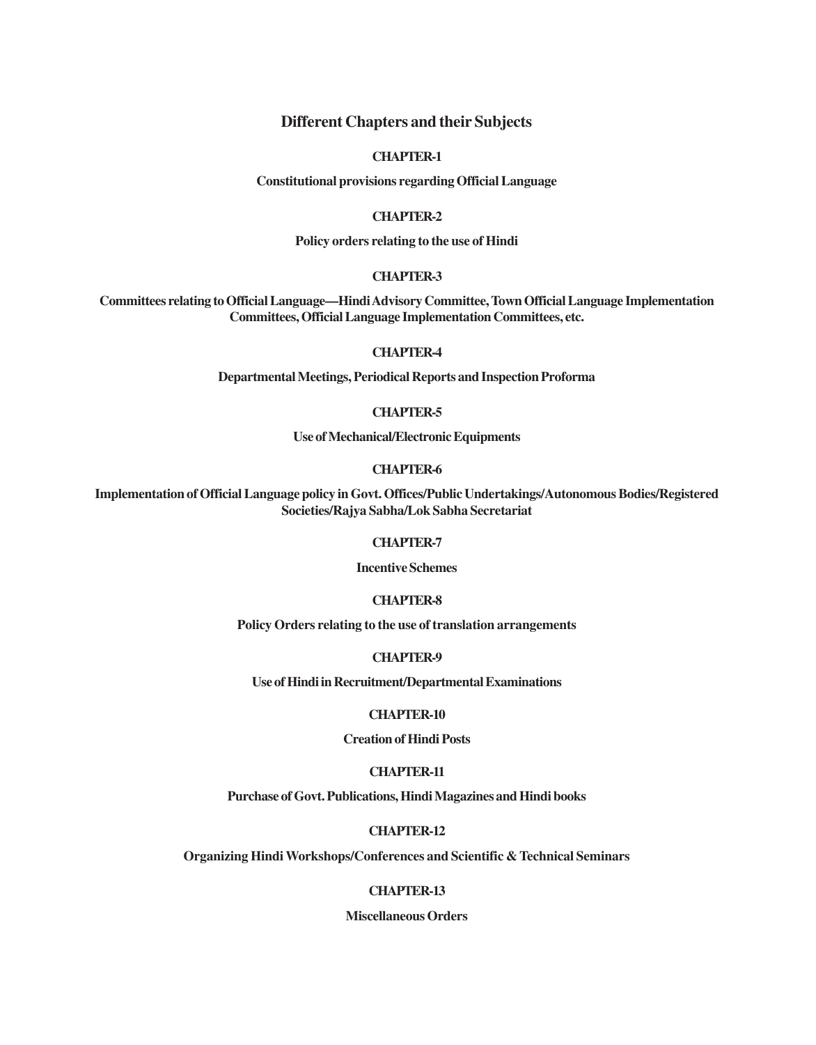# Different Chapters and their Subjects

**CHAPTER-1**

**Constitutional provisions regarding Official Language**

**CHAPTER-2**

**Policy orders relating to the use of Hindi**

**CHAPTER-3**

**Committees relating to Official Language—Hindi Advisory Committee, Town Official Language Implementation Committees, Official Language Implementation Committees, etc.**

**CHAPTER-4**

**Departmental Meetings, Periodical Reports and Inspection Proforma**

**CHAPTER-5**

**Use of Mechanical/Electronic Equipments**

**CHAPTER-6**

**Implementation of Official Language policy in Govt. Offices/Public Undertakings/Autonomous Bodies/Registered Societies/Rajya Sabha/Lok Sabha Secretariat**

**CHAPTER-7**

**Incentive Schemes**

**CHAPTER-8**

**Policy Orders relating to the use of translation arrangements**

**CHAPTER-9**

**Use of Hindi in Recruitment/Departmental Examinations**

**CHAPTER-10**

**Creation of Hindi Posts**

**CHAPTER-11**

**Purchase of Govt. Publications, Hindi Magazines and Hindi books**

**CHAPTER-12**

**Organizing Hindi Workshops/Conferences and Scientific & Technical Seminars**

**CHAPTER-13**

**Miscellaneous Orders**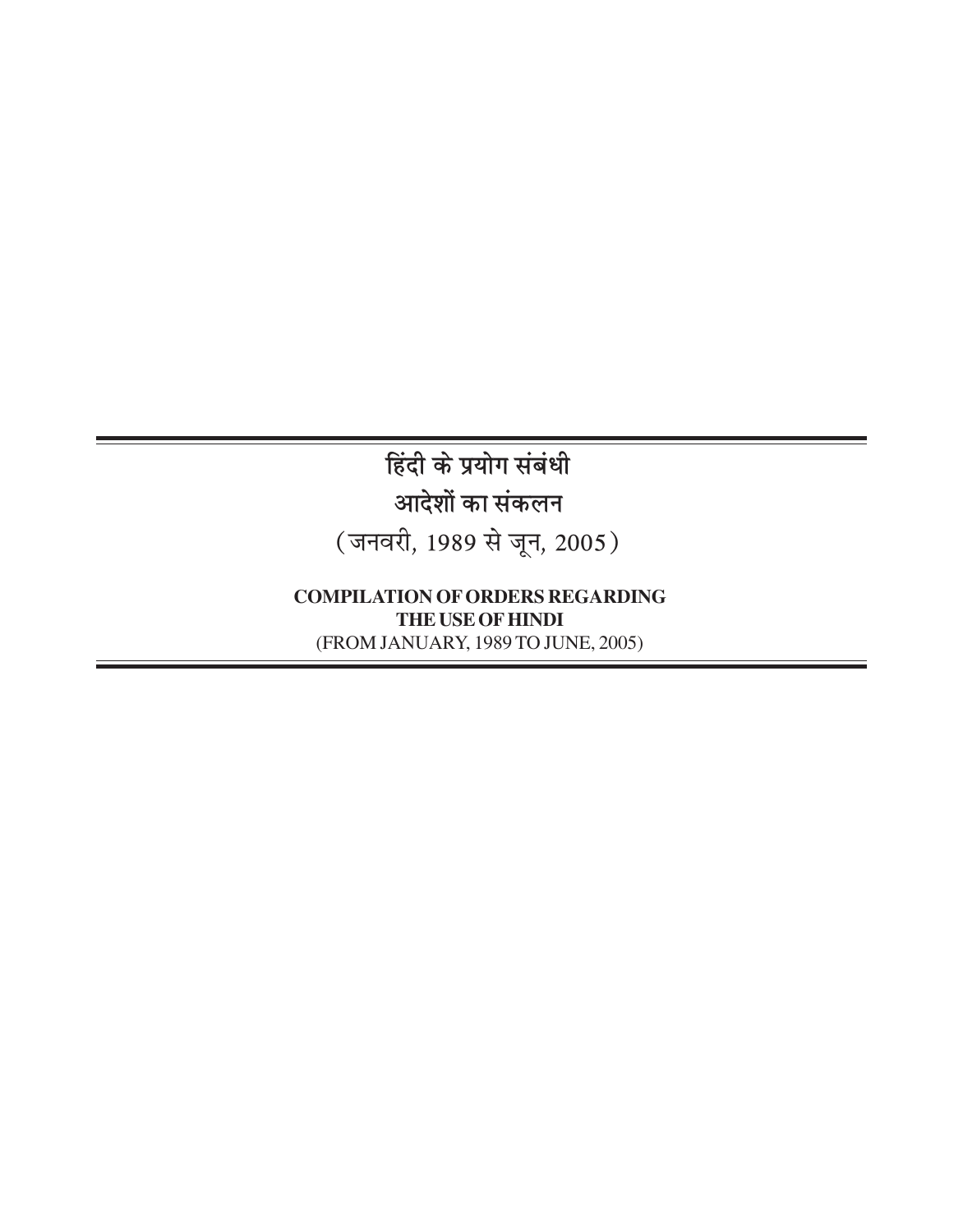# हिंदी के प्रयोग संबंधी आदेशों का संकलन

(जनवरी, 1989 से जून, 2005)

**COMPILATION OF ORDERS REGARDING THE USE OF HINDI**

(FROM JANUARY, 1989 TO JUNE, 2005)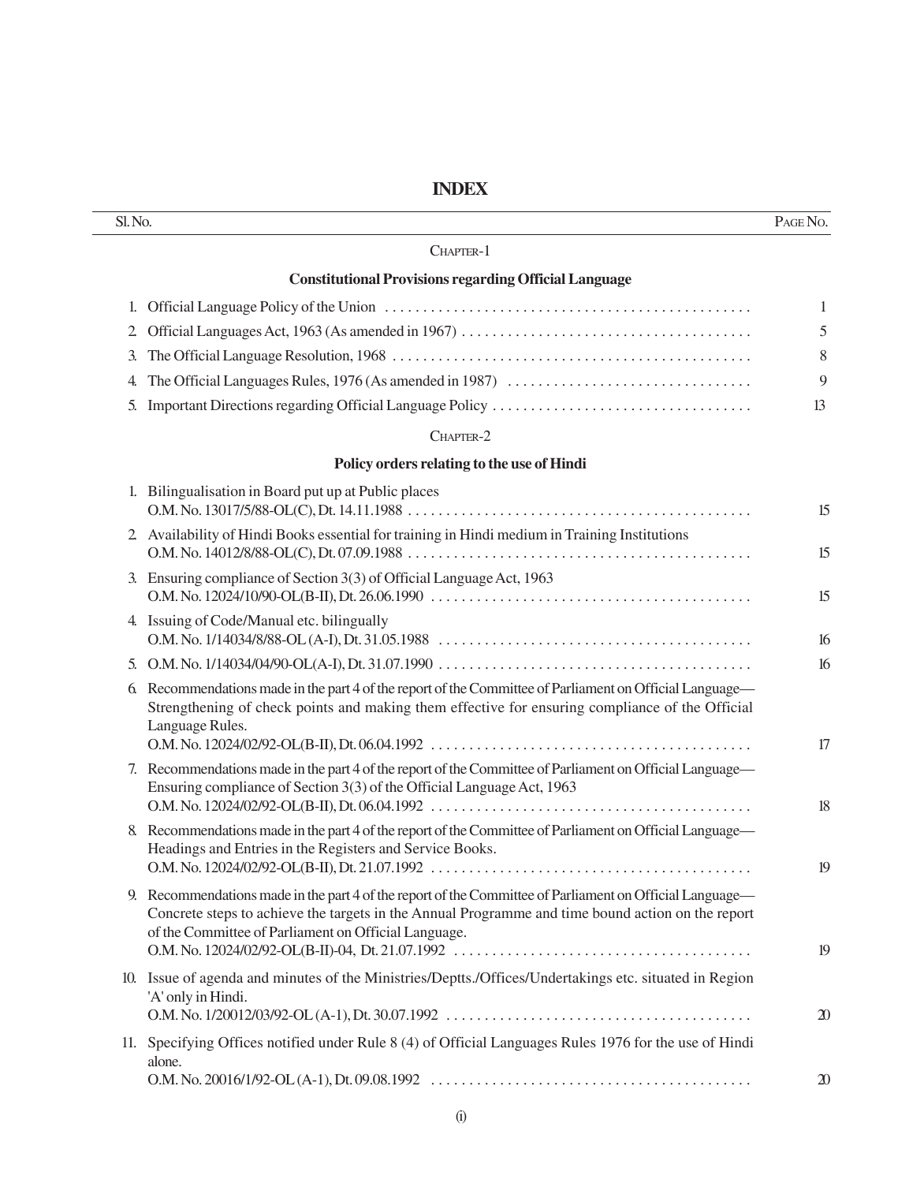# INDEX

| Sl. No. | | Page No. |
|---|---|---|
| | **Chapter-1** | |
| | **Constitutional Provisions regarding Official Language** | |
| 1. | Official Language Policy of the Union | 1 |
| 2. | Official Languages Act, 1963 (As amended in 1967) | 5 |
| 3. | The Official Language Resolution, 1968 | 8 |
| 4. | The Official Languages Rules, 1976 (As amended in 1987) | 9 |
| 5. | Important Directions regarding Official Language Policy | 13 |
| | **Chapter-2** | |
| | **Policy orders relating to the use of Hindi** | |
| 1. | Bilingualisation in Board put up at Public places O.M. No. 13017/5/88-OL(C), Dt. 14.11.1988 | 15 |
| 2. | Availability of Hindi Books essential for training in Hindi medium in Training Institutions O.M. No. 14012/8/88-OL(C), Dt. 07.09.1988 | 15 |
| 3. | Ensuring compliance of Section 3(3) of Official Language Act, 1963 O.M. No. 12024/10/90-OL(B-II), Dt. 26.06.1990 | 15 |
| 4. | Issuing of Code/Manual etc. bilingually O.M. No. 1/14034/8/88-OL (A-I), Dt. 31.05.1988 | 16 |
| 5. | O.M. No. 1/14034/04/90-OL(A-I), Dt. 31.07.1990 | 16 |
| 6. | Recommendations made in the part 4 of the report of the Committee of Parliament on Official Language—Strengthening of check points and making them effective for ensuring compliance of the Official Language Rules. O.M. No. 12024/02/92-OL(B-II), Dt. 06.04.1992 | 17 |
| 7. | Recommendations made in the part 4 of the report of the Committee of Parliament on Official Language—Ensuring compliance of Section 3(3) of the Official Language Act, 1963 O.M. No. 12024/02/92-OL(B-II), Dt. 06.04.1992 | 18 |
| 8. | Recommendations made in the part 4 of the report of the Committee of Parliament on Official Language—Headings and Entries in the Registers and Service Books. O.M. No. 12024/02/92-OL(B-II), Dt. 21.07.1992 | 19 |
| 9. | Recommendations made in the part 4 of the report of the Committee of Parliament on Official Language—Concrete steps to achieve the targets in the Annual Programme and time bound action on the report of the Committee of Parliament on Official Language. O.M. No. 12024/02/92-OL(B-II)-04, Dt. 21.07.1992 | 19 |
| 10. | Issue of agenda and minutes of the Ministries/Deptts./Offices/Undertakings etc. situated in Region 'A' only in Hindi. O.M. No. 1/20012/03/92-OL (A-1), Dt. 30.07.1992 | 20 |
| 11. | Specifying Offices notified under Rule 8 (4) of Official Languages Rules 1976 for the use of Hindi alone. O.M. No. 20016/1/92-OL (A-1), Dt. 09.08.1992 | 20 |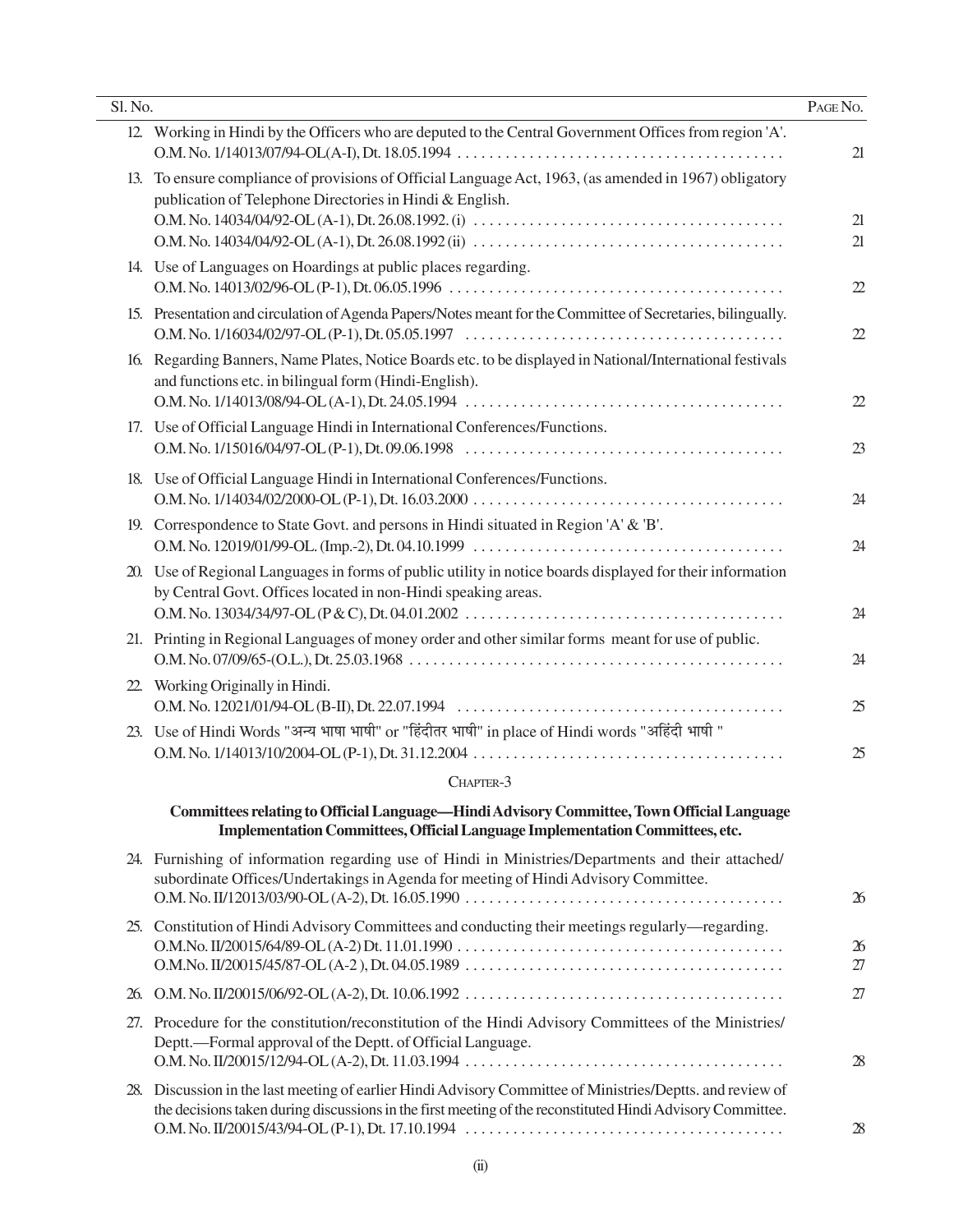| Sl. No. | | Page No. |
|---|---|---|
| 12. | Working in Hindi by the Officers who are deputed to the Central Government Offices from region 'A'. O.M. No. 1/14013/07/94-OL(A-I), Dt. 18.05.1994 | 21 |
| 13. | To ensure compliance of provisions of Official Language Act, 1963, (as amended in 1967) obligatory publication of Telephone Directories in Hindi & English. | |
| | O.M. No. 14034/04/92-OL (A-1), Dt. 26.08.1992. (i) | 21 |
| | O.M. No. 14034/04/92-OL (A-1), Dt. 26.08.1992 (ii) | 21 |
| 14. | Use of Languages on Hoardings at public places regarding. O.M. No. 14013/02/96-OL (P-1), Dt. 06.05.1996 | 22 |
| 15. | Presentation and circulation of Agenda Papers/Notes meant for the Committee of Secretaries, bilingually. O.M. No. 1/16034/02/97-OL (P-1), Dt. 05.05.1997 | 22 |
| 16. | Regarding Banners, Name Plates, Notice Boards etc. to be displayed in National/International festivals and functions etc. in bilingual form (Hindi-English). O.M. No. 1/14013/08/94-OL (A-1), Dt. 24.05.1994 | 22 |
| 17. | Use of Official Language Hindi in International Conferences/Functions. O.M. No. 1/15016/04/97-OL (P-1), Dt. 09.06.1998 | 23 |
| 18. | Use of Official Language Hindi in International Conferences/Functions. O.M. No. 1/14034/02/2000-OL (P-1), Dt. 16.03.2000 | 24 |
| 19. | Correspondence to State Govt. and persons in Hindi situated in Region 'A' & 'B'. O.M. No. 12019/01/99-OL. (Imp.-2), Dt. 04.10.1999 | 24 |
| 20. | Use of Regional Languages in forms of public utility in notice boards displayed for their information by Central Govt. Offices located in non-Hindi speaking areas. O.M. No. 13034/34/97-OL (P & C), Dt. 04.01.2002 | 24 |
| 21. | Printing in Regional Languages of money order and other similar forms meant for use of public. O.M. No. 07/09/65-(O.L.), Dt. 25.03.1968 | 24 |
| 22. | Working Originally in Hindi. O.M. No. 12021/01/94-OL (B-II), Dt. 22.07.1994 | 25 |
| 23. | Use of Hindi Words "अन्य भाषा भाषी" or "हिंदीतर भाषी" in place of Hindi words "अहिंदी भाषी " O.M. No. 1/14013/10/2004-OL (P-1), Dt. 31.12.2004 | 25 |

## Chapter-3

### Committees relating to Official Language—Hindi Advisory Committee, Town Official Language Implementation Committees, Official Language Implementation Committees, etc.

| Sl. No. | | Page No. |
|---|---|---|
| 24. | Furnishing of information regarding use of Hindi in Ministries/Departments and their attached/ subordinate Offices/Undertakings in Agenda for meeting of Hindi Advisory Committee. O.M. No. II/12013/03/90-OL (A-2), Dt. 16.05.1990 | 26 |
| 25. | Constitution of Hindi Advisory Committees and conducting their meetings regularly—regarding. | |
| | O.M.No. II/20015/64/89-OL (A-2) Dt. 11.01.1990 | 26 |
| | O.M.No. II/20015/45/87-OL (A-2 ), Dt. 04.05.1989 | 27 |
| 26. | O.M. No. II/20015/06/92-OL (A-2), Dt. 10.06.1992 | 27 |
| 27. | Procedure for the constitution/reconstitution of the Hindi Advisory Committees of the Ministries/ Deptt.—Formal approval of the Deptt. of Official Language. O.M. No. II/20015/12/94-OL (A-2), Dt. 11.03.1994 | 28 |
| 28. | Discussion in the last meeting of earlier Hindi Advisory Committee of Ministries/Deptts. and review of the decisions taken during discussions in the first meeting of the reconstituted Hindi Advisory Committee. O.M. No. II/20015/43/94-OL (P-1), Dt. 17.10.1994 | 28 |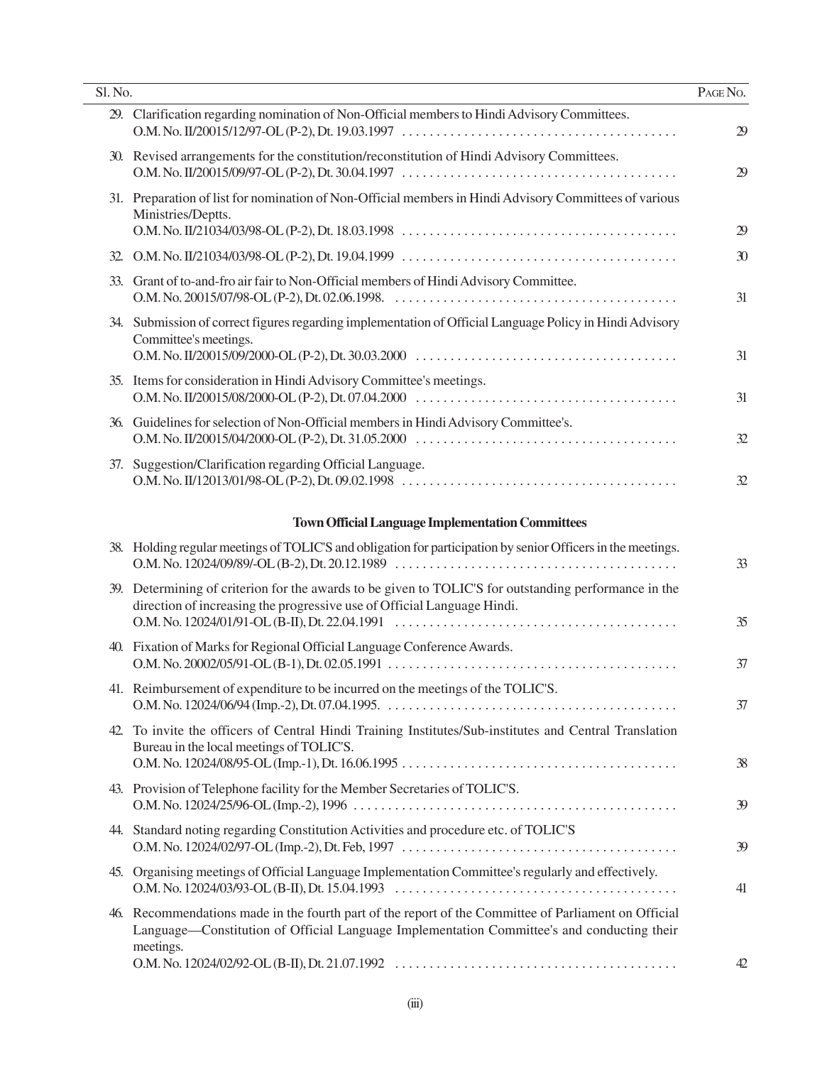| Sl. No. | | Page No. |
|---|---|---|
| 29. | Clarification regarding nomination of Non-Official members to Hindi Advisory Committees. O.M. No. II/20015/12/97-OL (P-2), Dt. 19.03.1997 | 29 |
| 30. | Revised arrangements for the constitution/reconstitution of Hindi Advisory Committees. O.M. No. II/20015/09/97-OL (P-2), Dt. 30.04.1997 | 29 |
| 31. | Preparation of list for nomination of Non-Official members in Hindi Advisory Committees of various Ministries/Deptts. O.M. No. II/21034/03/98-OL (P-2), Dt. 18.03.1998 | 29 |
| 32. | O.M. No. II/21034/03/98-OL (P-2), Dt. 19.04.1999 | 30 |
| 33. | Grant of to-and-fro air fair to Non-Official members of Hindi Advisory Committee. O.M. No. 20015/07/98-OL (P-2), Dt. 02.06.1998. | 31 |
| 34. | Submission of correct figures regarding implementation of Official Language Policy in Hindi Advisory Committee's meetings. O.M. No. II/20015/09/2000-OL (P-2), Dt. 30.03.2000 | 31 |
| 35. | Items for consideration in Hindi Advisory Committee's meetings. O.M. No. II/20015/08/2000-OL (P-2), Dt. 07.04.2000 | 31 |
| 36. | Guidelines for selection of Non-Official members in Hindi Advisory Committee's. O.M. No. II/20015/04/2000-OL (P-2), Dt. 31.05.2000 | 32 |
| 37. | Suggestion/Clarification regarding Official Language. O.M. No. II/12013/01/98-OL (P-2), Dt. 09.02.1998 | 32 |
| | **Town Official Language Implementation Committees** | |
| 38. | Holding regular meetings of TOLIC'S and obligation for participation by senior Officers in the meetings. O.M. No. 12024/09/89/-OL (B-2), Dt. 20.12.1989 | 33 |
| 39. | Determining of criterion for the awards to be given to TOLIC'S for outstanding performance in the direction of increasing the progressive use of Official Language Hindi. O.M. No. 12024/01/91-OL (B-II), Dt. 22.04.1991 | 35 |
| 40. | Fixation of Marks for Regional Official Language Conference Awards. O.M. No. 20002/05/91-OL (B-1), Dt. 02.05.1991 | 37 |
| 41. | Reimbursement of expenditure to be incurred on the meetings of the TOLIC'S. O.M. No. 12024/06/94 (Imp.-2), Dt. 07.04.1995. | 37 |
| 42. | To invite the officers of Central Hindi Training Institutes/Sub-institutes and Central Translation Bureau in the local meetings of TOLIC'S. O.M. No. 12024/08/95-OL (Imp.-1), Dt. 16.06.1995 | 38 |
| 43. | Provision of Telephone facility for the Member Secretaries of TOLIC'S. O.M. No. 12024/25/96-OL (Imp.-2), 1996 | 39 |
| 44. | Standard noting regarding Constitution Activities and procedure etc. of TOLIC'S O.M. No. 12024/02/97-OL (Imp.-2), Dt. Feb, 1997 | 39 |
| 45. | Organising meetings of Official Language Implementation Committee's regularly and effectively. O.M. No. 12024/03/93-OL (B-II), Dt. 15.04.1993 | 41 |
| 46. | Recommendations made in the fourth part of the report of the Committee of Parliament on Official Language—Constitution of Official Language Implementation Committee's and conducting their meetings. O.M. No. 12024/02/92-OL (B-II), Dt. 21.07.1992 | 42 |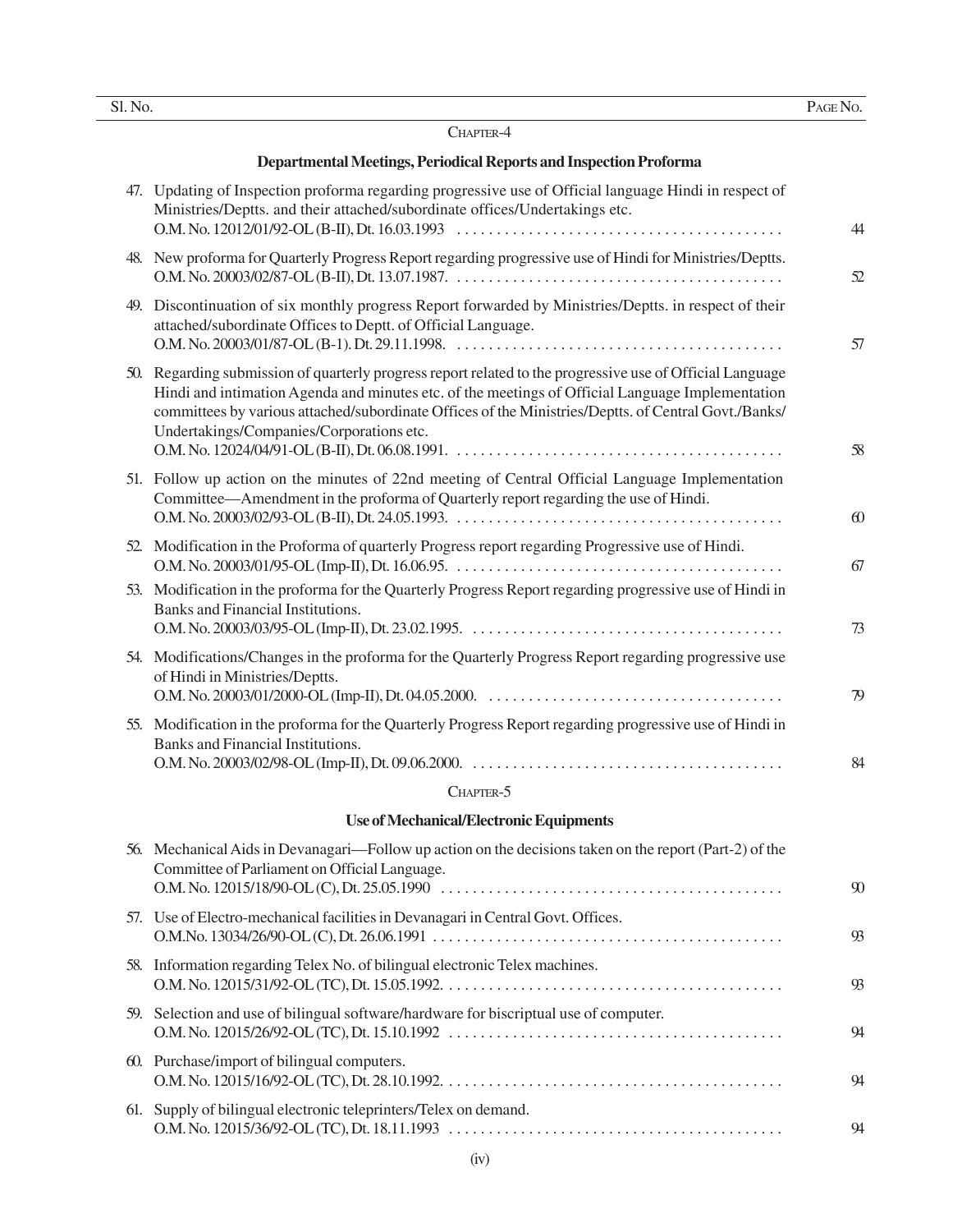| Sl. No. | | Page No. |
|---|---|---|

### Chapter-4

### Departmental Meetings, Periodical Reports and Inspection Proforma

| Sl. No. | Subject | Page No. |
|---|---|---|
| 47. | Updating of Inspection proforma regarding progressive use of Official language Hindi in respect of Ministries/Deptts. and their attached/subordinate offices/Undertakings etc. O.M. No. 12012/01/92-OL (B-II), Dt. 16.03.1993 | 44 |
| 48. | New proforma for Quarterly Progress Report regarding progressive use of Hindi for Ministries/Deptts. O.M. No. 20003/02/87-OL (B-II), Dt. 13.07.1987. | 52 |
| 49. | Discontinuation of six monthly progress Report forwarded by Ministries/Deptts. in respect of their attached/subordinate Offices to Deptt. of Official Language. O.M. No. 20003/01/87-OL (B-1). Dt. 29.11.1998. | 57 |
| 50. | Regarding submission of quarterly progress report related to the progressive use of Official Language Hindi and intimation Agenda and minutes etc. of the meetings of Official Language Implementation committees by various attached/subordinate Offices of the Ministries/Deptts. of Central Govt./Banks/ Undertakings/Companies/Corporations etc. O.M. No. 12024/04/91-OL (B-II), Dt. 06.08.1991. | 58 |
| 51. | Follow up action on the minutes of 22nd meeting of Central Official Language Implementation Committee—Amendment in the proforma of Quarterly report regarding the use of Hindi. O.M. No. 20003/02/93-OL (B-II), Dt. 24.05.1993. | 60 |
| 52. | Modification in the Proforma of quarterly Progress report regarding Progressive use of Hindi. O.M. No. 20003/01/95-OL (Imp-II), Dt. 16.06.95. | 67 |
| 53. | Modification in the proforma for the Quarterly Progress Report regarding progressive use of Hindi in Banks and Financial Institutions. O.M. No. 20003/03/95-OL (Imp-II), Dt. 23.02.1995. | 73 |
| 54. | Modifications/Changes in the proforma for the Quarterly Progress Report regarding progressive use of Hindi in Ministries/Deptts. O.M. No. 20003/01/2000-OL (Imp-II), Dt. 04.05.2000. | 79 |
| 55. | Modification in the proforma for the Quarterly Progress Report regarding progressive use of Hindi in Banks and Financial Institutions. O.M. No. 20003/02/98-OL (Imp-II), Dt. 09.06.2000. | 84 |

### Chapter-5

### Use of Mechanical/Electronic Equipments

| Sl. No. | Subject | Page No. |
|---|---|---|
| 56. | Mechanical Aids in Devanagari—Follow up action on the decisions taken on the report (Part-2) of the Committee of Parliament on Official Language. O.M. No. 12015/18/90-OL (C), Dt. 25.05.1990 | 90 |
| 57. | Use of Electro-mechanical facilities in Devanagari in Central Govt. Offices. O.M.No. 13034/26/90-OL (C), Dt. 26.06.1991 | 93 |
| 58. | Information regarding Telex No. of bilingual electronic Telex machines. O.M. No. 12015/31/92-OL (TC), Dt. 15.05.1992. | 93 |
| 59. | Selection and use of bilingual software/hardware for biscriptual use of computer. O.M. No. 12015/26/92-OL (TC), Dt. 15.10.1992 | 94 |
| 60. | Purchase/import of bilingual computers. O.M. No. 12015/16/92-OL (TC), Dt. 28.10.1992. | 94 |
| 61. | Supply of bilingual electronic teleprinters/Telex on demand. O.M. No. 12015/36/92-OL (TC), Dt. 18.11.1993 | 94 |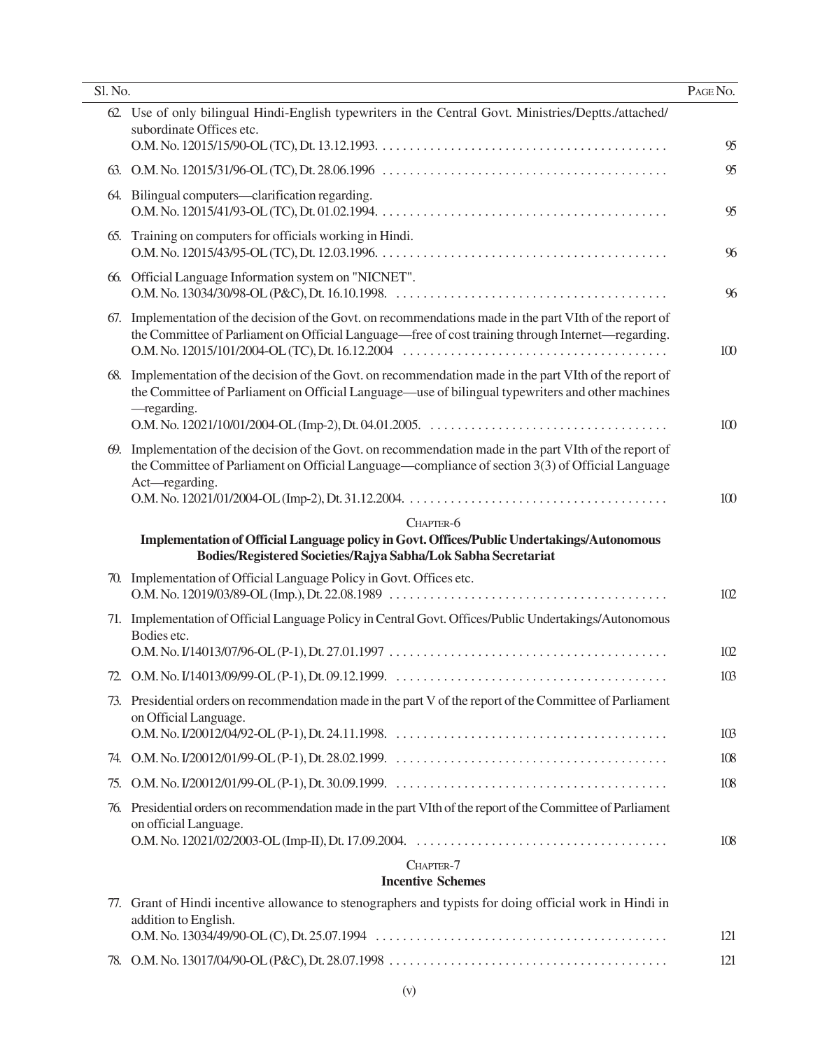| Sl. No. | | Page No. |
|---|---|---|
| 62. | Use of only bilingual Hindi-English typewriters in the Central Govt. Ministries/Deptts./attached/subordinate Offices etc.<br>O.M. No. 12015/15/90-OL (TC), Dt. 13.12.1993. | 95 |
| 63. | O.M. No. 12015/31/96-OL (TC), Dt. 28.06.1996 | 95 |
| 64. | Bilingual computers—clarification regarding.<br>O.M. No. 12015/41/93-OL (TC), Dt. 01.02.1994. | 95 |
| 65. | Training on computers for officials working in Hindi.<br>O.M. No. 12015/43/95-OL (TC), Dt. 12.03.1996. | 96 |
| 66. | Official Language Information system on "NICNET".<br>O.M. No. 13034/30/98-OL (P&C), Dt. 16.10.1998. | 96 |
| 67. | Implementation of the decision of the Govt. on recommendations made in the part VIth of the report of the Committee of Parliament on Official Language—free of cost training through Internet—regarding.<br>O.M. No. 12015/101/2004-OL (TC), Dt. 16.12.2004 | 100 |
| 68. | Implementation of the decision of the Govt. on recommendation made in the part VIth of the report of the Committee of Parliament on Official Language—use of bilingual typewriters and other machines—regarding.<br>O.M. No. 12021/10/01/2004-OL (Imp-2), Dt. 04.01.2005. | 100 |
| 69. | Implementation of the decision of the Govt. on recommendation made in the part VIth of the report of the Committee of Parliament on Official Language—compliance of section 3(3) of Official Language Act—regarding.<br>O.M. No. 12021/01/2004-OL (Imp-2), Dt. 31.12.2004. | 100 |

## Chapter-6

### Implementation of Official Language policy in Govt. Offices/Public Undertakings/Autonomous Bodies/Registered Societies/Rajya Sabha/Lok Sabha Secretariat

| Sl. No. | | Page No. |
|---|---|---|
| 70. | Implementation of Official Language Policy in Govt. Offices etc.<br>O.M. No. 12019/03/89-OL (Imp.), Dt. 22.08.1989 | 102 |
| 71. | Implementation of Official Language Policy in Central Govt. Offices/Public Undertakings/Autonomous Bodies etc.<br>O.M. No. I/14013/07/96-OL (P-1), Dt. 27.01.1997 | 102 |
| 72. | O.M. No. I/14013/09/99-OL (P-1), Dt. 09.12.1999. | 103 |
| 73. | Presidential orders on recommendation made in the part V of the report of the Committee of Parliament on Official Language.<br>O.M. No. I/20012/04/92-OL (P-1), Dt. 24.11.1998. | 103 |
| 74. | O.M. No. I/20012/01/99-OL (P-1), Dt. 28.02.1999. | 108 |
| 75. | O.M. No. I/20012/01/99-OL (P-1), Dt. 30.09.1999. | 108 |
| 76. | Presidential orders on recommendation made in the part VIth of the report of the Committee of Parliament on official Language.<br>O.M. No. 12021/02/2003-OL (Imp-II), Dt. 17.09.2004. | 108 |

## Chapter-7

### Incentive Schemes

| Sl. No. | | Page No. |
|---|---|---|
| 77. | Grant of Hindi incentive allowance to stenographers and typists for doing official work in Hindi in addition to English.<br>O.M. No. 13034/49/90-OL (C), Dt. 25.07.1994 | 121 |
| 78. | O.M. No. 13017/04/90-OL (P&C), Dt. 28.07.1998 | 121 |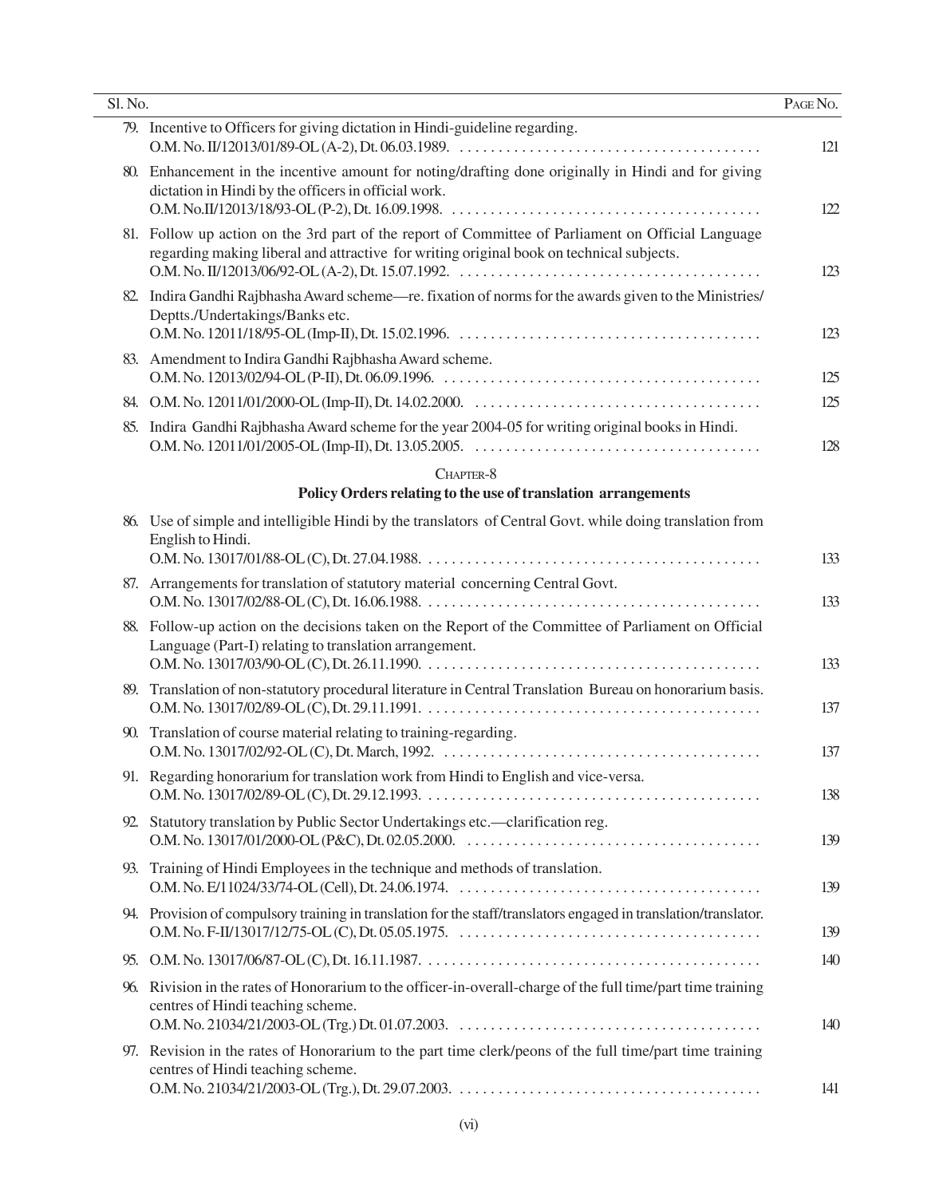| Sl. No. | | Page No. |
|---|---|---|
| 79. | Incentive to Officers for giving dictation in Hindi-guideline regarding. O.M. No. II/12013/01/89-OL (A-2), Dt. 06.03.1989. | 121 |
| 80. | Enhancement in the incentive amount for noting/drafting done originally in Hindi and for giving dictation in Hindi by the officers in official work. O.M. No.II/12013/18/93-OL (P-2), Dt. 16.09.1998. | 122 |
| 81. | Follow up action on the 3rd part of the report of Committee of Parliament on Official Language regarding making liberal and attractive for writing original book on technical subjects. O.M. No. II/12013/06/92-OL (A-2), Dt. 15.07.1992. | 123 |
| 82. | Indira Gandhi Rajbhasha Award scheme—re. fixation of norms for the awards given to the Ministries/ Deptts./Undertakings/Banks etc. O.M. No. 12011/18/95-OL (Imp-II), Dt. 15.02.1996. | 123 |
| 83. | Amendment to Indira Gandhi Rajbhasha Award scheme. O.M. No. 12013/02/94-OL (P-II), Dt. 06.09.1996. | 125 |
| 84. | O.M. No. 12011/01/2000-OL (Imp-II), Dt. 14.02.2000. | 125 |
| 85. | Indira Gandhi Rajbhasha Award scheme for the year 2004-05 for writing original books in Hindi. O.M. No. 12011/01/2005-OL (Imp-II), Dt. 13.05.2005. | 128 |

## Chapter-8

### Policy Orders relating to the use of translation arrangements

| Sl. No. | | Page No. |
|---|---|---|
| 86. | Use of simple and intelligible Hindi by the translators of Central Govt. while doing translation from English to Hindi. O.M. No. 13017/01/88-OL (C), Dt. 27.04.1988. | 133 |
| 87. | Arrangements for translation of statutory material concerning Central Govt. O.M. No. 13017/02/88-OL (C), Dt. 16.06.1988. | 133 |
| 88. | Follow-up action on the decisions taken on the Report of the Committee of Parliament on Official Language (Part-I) relating to translation arrangement. O.M. No. 13017/03/90-OL (C), Dt. 26.11.1990. | 133 |
| 89. | Translation of non-statutory procedural literature in Central Translation Bureau on honorarium basis. O.M. No. 13017/02/89-OL (C), Dt. 29.11.1991. | 137 |
| 90. | Translation of course material relating to training-regarding. O.M. No. 13017/02/92-OL (C), Dt. March, 1992. | 137 |
| 91. | Regarding honorarium for translation work from Hindi to English and vice-versa. O.M. No. 13017/02/89-OL (C), Dt. 29.12.1993. | 138 |
| 92. | Statutory translation by Public Sector Undertakings etc.—clarification reg. O.M. No. 13017/01/2000-OL (P&C), Dt. 02.05.2000. | 139 |
| 93. | Training of Hindi Employees in the technique and methods of translation. O.M. No. E/11024/33/74-OL (Cell), Dt. 24.06.1974. | 139 |
| 94. | Provision of compulsory training in translation for the staff/translators engaged in translation/translator. O.M. No. F-II/13017/12/75-OL (C), Dt. 05.05.1975. | 139 |
| 95. | O.M. No. 13017/06/87-OL (C), Dt. 16.11.1987. | 140 |
| 96. | Rivision in the rates of Honorarium to the officer-in-overall-charge of the full time/part time training centres of Hindi teaching scheme. O.M. No. 21034/21/2003-OL (Trg.) Dt. 01.07.2003. | 140 |
| 97. | Revision in the rates of Honorarium to the part time clerk/peons of the full time/part time training centres of Hindi teaching scheme. O.M. No. 21034/21/2003-OL (Trg.), Dt. 29.07.2003. | 141 |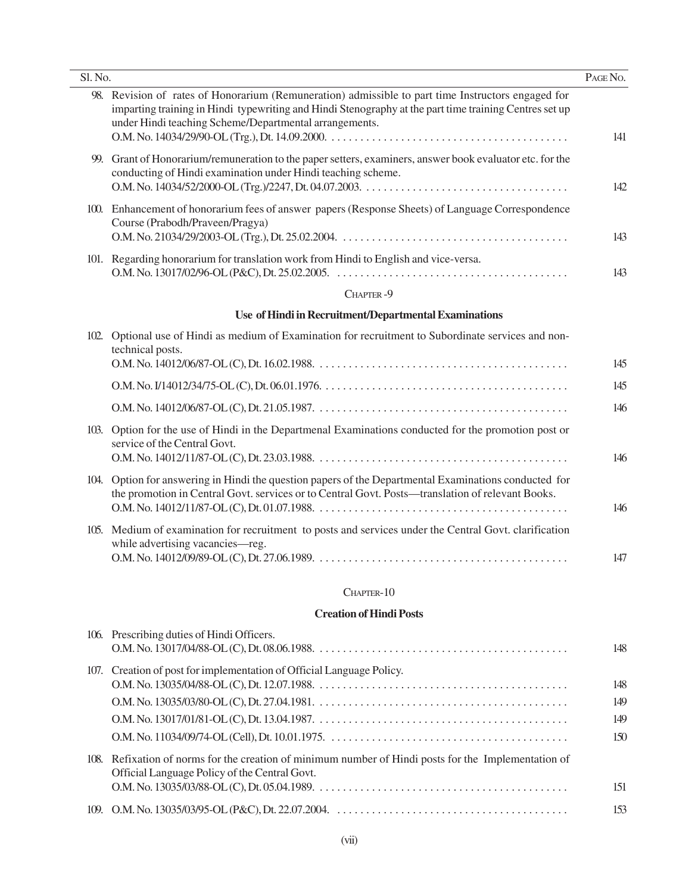| Sl. No. | | Page No. |
|---|---|---|
| 98. | Revision of rates of Honorarium (Remuneration) admissible to part time Instructors engaged for imparting training in Hindi typewriting and Hindi Stenography at the part time training Centres set up under Hindi teaching Scheme/Departmental arrangements. O.M. No. 14034/29/90-OL (Trg.), Dt. 14.09.2000. | 141 |
| 99. | Grant of Honorarium/remuneration to the paper setters, examiners, answer book evaluator etc. for the conducting of Hindi examination under Hindi teaching scheme. O.M. No. 14034/52/2000-OL (Trg.)/2247, Dt. 04.07.2003. | 142 |
| 100. | Enhancement of honorarium fees of answer papers (Response Sheets) of Language Correspondence Course (Prabodh/Praveen/Pragya) O.M. No. 21034/29/2003-OL (Trg.), Dt. 25.02.2004. | 143 |
| 101. | Regarding honorarium for translation work from Hindi to English and vice-versa. O.M. No. 13017/02/96-OL (P&C), Dt. 25.02.2005. | 143 |

## Chapter-9

### Use of Hindi in Recruitment/Departmental Examinations

| Sl. No. | | Page No. |
|---|---|---|
| 102. | Optional use of Hindi as medium of Examination for recruitment to Subordinate services and non-technical posts. O.M. No. 14012/06/87-OL (C), Dt. 16.02.1988. | 145 |
| | O.M. No. I/14012/34/75-OL (C), Dt. 06.01.1976. | 145 |
| | O.M. No. 14012/06/87-OL (C), Dt. 21.05.1987. | 146 |
| 103. | Option for the use of Hindi in the Departmenal Examinations conducted for the promotion post or service of the Central Govt. O.M. No. 14012/11/87-OL (C), Dt. 23.03.1988. | 146 |
| 104. | Option for answering in Hindi the question papers of the Departmental Examinations conducted for the promotion in Central Govt. services or to Central Govt. Posts—translation of relevant Books. O.M. No. 14012/11/87-OL (C), Dt. 01.07.1988. | 146 |
| 105. | Medium of examination for recruitment to posts and services under the Central Govt. clarification while advertising vacancies—reg. O.M. No. 14012/09/89-OL (C), Dt. 27.06.1989. | 147 |

## Chapter-10

### Creation of Hindi Posts

| Sl. No. | | Page No. |
|---|---|---|
| 106. | Prescribing duties of Hindi Officers. O.M. No. 13017/04/88-OL (C), Dt. 08.06.1988. | 148 |
| 107. | Creation of post for implementation of Official Language Policy. O.M. No. 13035/04/88-OL (C), Dt. 12.07.1988. | 148 |
| | O.M. No. 13035/03/80-OL (C), Dt. 27.04.1981. | 149 |
| | O.M. No. 13017/01/81-OL (C), Dt. 13.04.1987. | 149 |
| | O.M. No. 11034/09/74-OL (Cell), Dt. 10.01.1975. | 150 |
| 108. | Refixation of norms for the creation of minimum number of Hindi posts for the Implementation of Official Language Policy of the Central Govt. O.M. No. 13035/03/88-OL (C), Dt. 05.04.1989. | 151 |
| 109. | O.M. No. 13035/03/95-OL (P&C), Dt. 22.07.2004. | 153 |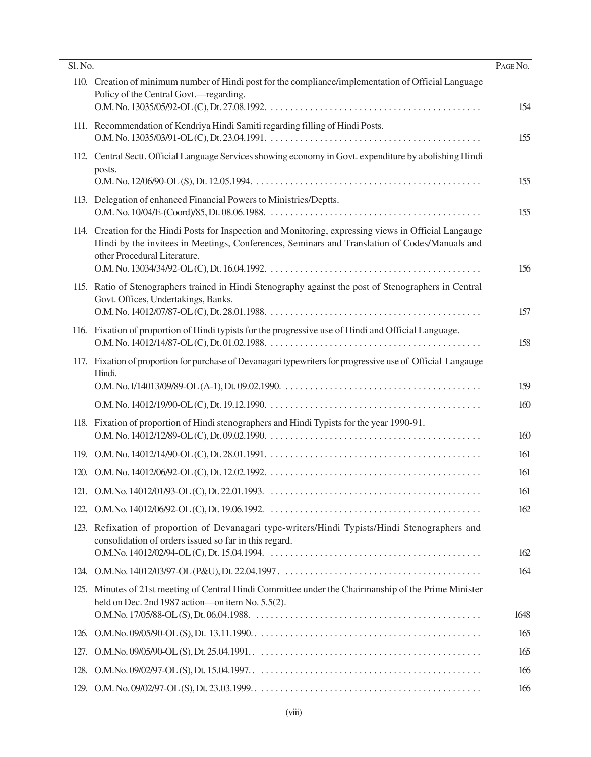| Sl. No. | | Page No. |
|---|---|---|
| 110. | Creation of minimum number of Hindi post for the compliance/implementation of Official Language Policy of the Central Govt.—regarding.<br>O.M. No. 13035/05/92-OL (C), Dt. 27.08.1992. . . . . . . . . . . . . . . . . . . . . . . . . . . . . . . . . . . . . . . . . . . | 154 |
| 111. | Recommendation of Kendriya Hindi Samiti regarding filling of Hindi Posts.<br>O.M. No. 13035/03/91-OL (C), Dt. 23.04.1991. . . . . . . . . . . . . . . . . . . . . . . . . . . . . . . . . . . . . . . . . . . | 155 |
| 112. | Central Sectt. Official Language Services showing economy in Govt. expenditure by abolishing Hindi posts.<br>O.M. No. 12/06/90-OL (S), Dt. 12.05.1994. . . . . . . . . . . . . . . . . . . . . . . . . . . . . . . . . . . . . . . . . . . . . . | 155 |
| 113. | Delegation of enhanced Financial Powers to Ministries/Deptts.<br>O.M. No. 10/04/E-(Coord)/85, Dt. 08.06.1988. . . . . . . . . . . . . . . . . . . . . . . . . . . . . . . . . . . . . . . . . . | 155 |
| 114. | Creation for the Hindi Posts for Inspection and Monitoring, expressing views in Official Langauge Hindi by the invitees in Meetings, Conferences, Seminars and Translation of Codes/Manuals and other Procedural Literature.<br>O.M. No. 13034/34/92-OL (C), Dt. 16.04.1992. . . . . . . . . . . . . . . . . . . . . . . . . . . . . . . . . . . . . . . . . . . | 156 |
| 115. | Ratio of Stenographers trained in Hindi Stenography against the post of Stenographers in Central Govt. Offices, Undertakings, Banks.<br>O.M. No. 14012/07/87-OL (C), Dt. 28.01.1988. . . . . . . . . . . . . . . . . . . . . . . . . . . . . . . . . . . . . . . . . . . | 157 |
| 116. | Fixation of proportion of Hindi typists for the progressive use of Hindi and Official Language.<br>O.M. No. 14012/14/87-OL (C), Dt. 01.02.1988. . . . . . . . . . . . . . . . . . . . . . . . . . . . . . . . . . . . . . . . . . . | 158 |
| 117. | Fixation of proportion for purchase of Devanagari typewriters for progressive use of Official Langauge Hindi.<br>O.M. No. I/14013/09/89-OL (A-1), Dt. 09.02.1990. . . . . . . . . . . . . . . . . . . . . . . . . . . . . . . . . . . . . . . . | 159 |
| | O.M. No. 14012/19/90-OL (C), Dt. 19.12.1990. . . . . . . . . . . . . . . . . . . . . . . . . . . . . . . . . . . . . . . . . . . | 160 |
| 118. | Fixation of proportion of Hindi stenographers and Hindi Typists for the year 1990-91.<br>O.M. No. 14012/12/89-OL (C), Dt. 09.02.1990. . . . . . . . . . . . . . . . . . . . . . . . . . . . . . . . . . . . . . . . . . . | 160 |
| 119. | O.M. No. 14012/14/90-OL (C), Dt. 28.01.1991. . . . . . . . . . . . . . . . . . . . . . . . . . . . . . . . . . . . . . . . . . . | 161 |
| 120. | O.M. No. 14012/06/92-OL (C), Dt. 12.02.1992. . . . . . . . . . . . . . . . . . . . . . . . . . . . . . . . . . . . . . . . . . . | 161 |
| 121. | O.M.No. 14012/01/93-OL (C), Dt. 22.01.1993. . . . . . . . . . . . . . . . . . . . . . . . . . . . . . . . . . . . . . . . . . . | 161 |
| 122. | O.M.No. 14012/06/92-OL (C), Dt. 19.06.1992. . . . . . . . . . . . . . . . . . . . . . . . . . . . . . . . . . . . . . . . . . . | 162 |
| 123. | Refixation of proportion of Devanagari type-writers/Hindi Typists/Hindi Stenographers and consolidation of orders issued so far in this regard.<br>O.M.No. 14012/02/94-OL (C), Dt. 15.04.1994. . . . . . . . . . . . . . . . . . . . . . . . . . . . . . . . . . . . . . . . . . . | 162 |
| 124. | O.M.No. 14012/03/97-OL (P&U), Dt. 22.04.1997 . . . . . . . . . . . . . . . . . . . . . . . . . . . . . . . . . . . . . . . . | 164 |
| 125. | Minutes of 21st meeting of Central Hindi Committee under the Chairmanship of the Prime Minister held on Dec. 2nd 1987 action—on item No. 5.5(2).<br>O.M.No. 17/05/88-OL (S), Dt. 06.04.1988. . . . . . . . . . . . . . . . . . . . . . . . . . . . . . . . . . . . . . . . . . . . . . | 1648 |
| 126. | O.M.No. 09/05/90-OL (S), Dt. 13.11.1990.. . . . . . . . . . . . . . . . . . . . . . . . . . . . . . . . . . . . . . . . . . . . . . | 165 |
| 127. | O.M.No. 09/05/90-OL (S), Dt. 25.04.1991.. . . . . . . . . . . . . . . . . . . . . . . . . . . . . . . . . . . . . . . . . . . . . . | 165 |
| 128. | O.M.No. 09/02/97-OL (S), Dt. 15.04.1997.. . . . . . . . . . . . . . . . . . . . . . . . . . . . . . . . . . . . . . . . . . . . . . | 166 |
| 129. | O.M. No. 09/02/97-OL (S), Dt. 23.03.1999.. . . . . . . . . . . . . . . . . . . . . . . . . . . . . . . . . . . . . . . . . . . . . . | 166 |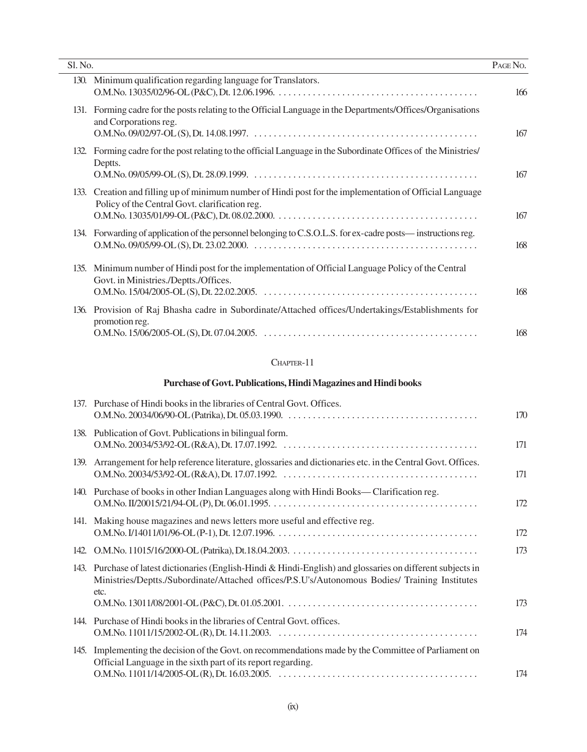| Sl. No. | | Page No. |
|---|---|---|
| 130. | Minimum qualification regarding language for Translators. O.M.No. 13035/02/96-OL (P&C), Dt. 12.06.1996. | 166 |
| 131. | Forming cadre for the posts relating to the Official Language in the Departments/Offices/Organisations and Corporations reg. O.M.No. 09/02/97-OL (S), Dt. 14.08.1997. | 167 |
| 132. | Forming cadre for the post relating to the official Language in the Subordinate Offices of the Ministries/ Deptts. O.M.No. 09/05/99-OL (S), Dt. 28.09.1999. | 167 |
| 133. | Creation and filling up of minimum number of Hindi post for the implementation of Official Language Policy of the Central Govt. clarification reg. O.M.No. 13035/01/99-OL (P&C), Dt. 08.02.2000. | 167 |
| 134. | Forwarding of application of the personnel belonging to C.S.O.L.S. for ex-cadre posts— instructions reg. O.M.No. 09/05/99-OL (S), Dt. 23.02.2000. | 168 |
| 135. | Minimum number of Hindi post for the implementation of Official Language Policy of the Central Govt. in Ministries./Deptts./Offices. O.M.No. 15/04/2005-OL (S), Dt. 22.02.2005. | 168 |
| 136. | Provision of Raj Bhasha cadre in Subordinate/Attached offices/Undertakings/Establishments for promotion reg. O.M.No. 15/06/2005-OL (S), Dt. 07.04.2005. | 168 |

## Chapter-11

## Purchase of Govt. Publications, Hindi Magazines and Hindi books

| Sl. No. | | Page No. |
|---|---|---|
| 137. | Purchase of Hindi books in the libraries of Central Govt. Offices. O.M.No. 20034/06/90-OL (Patrika), Dt. 05.03.1990. | 170 |
| 138. | Publication of Govt. Publications in bilingual form. O.M.No. 20034/53/92-OL (R&A), Dt. 17.07.1992. | 171 |
| 139. | Arrangement for help reference literature, glossaries and dictionaries etc. in the Central Govt. Offices. O.M.No. 20034/53/92-OL (R&A), Dt. 17.07.1992. | 171 |
| 140. | Purchase of books in other Indian Languages along with Hindi Books— Clarification reg. O.M.No. II/20015/21/94-OL (P), Dt. 06.01.1995. | 172 |
| 141. | Making house magazines and news letters more useful and effective reg. O.M.No. I/14011/01/96-OL (P-1), Dt. 12.07.1996. | 172 |
| 142. | O.M.No. 11015/16/2000-OL (Patrika), Dt.18.04.2003. | 173 |
| 143. | Purchase of latest dictionaries (English-Hindi & Hindi-English) and glossaries on different subjects in Ministries./Deptts./Subordinate/Attached offices/P.S.U's/Autonomous Bodies/ Training Institutes etc. O.M.No. 13011/08/2001-OL (P&C), Dt. 01.05.2001. | 173 |
| 144. | Purchase of Hindi books in the libraries of Central Govt. offices. O.M.No. 11011/15/2002-OL (R), Dt. 14.11.2003. | 174 |
| 145. | Implementing the decision of the Govt. on recommendations made by the Committee of Parliament on Official Language in the sixth part of its report regarding. O.M.No. 11011/14/2005-OL (R), Dt. 16.03.2005. | 174 |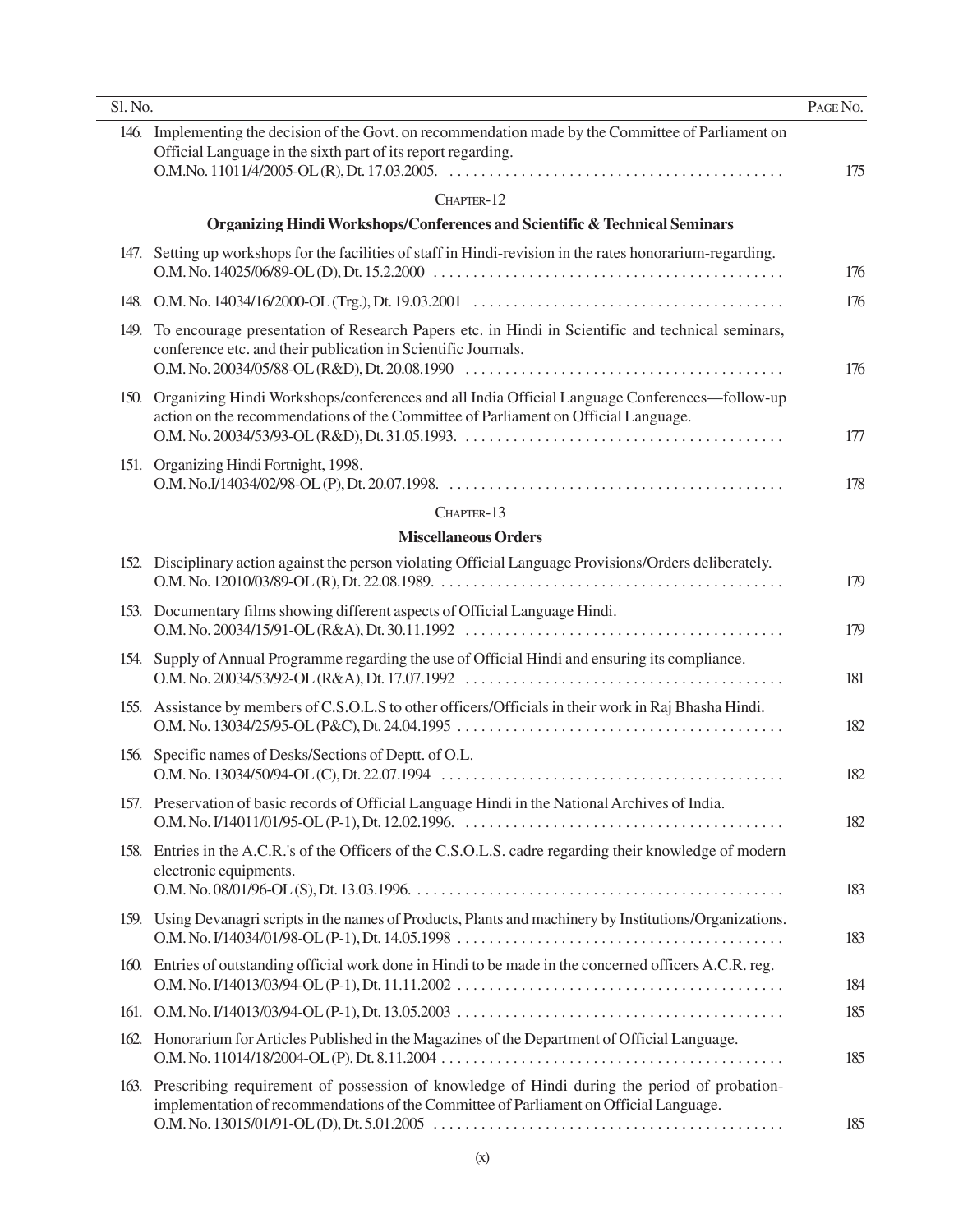| Sl. No. | | Page No. |
|---|---|---|
| 146. | Implementing the decision of the Govt. on recommendation made by the Committee of Parliament on Official Language in the sixth part of its report regarding. O.M.No. 11011/4/2005-OL (R), Dt. 17.03.2005. | 175 |

## Chapter-12

### Organizing Hindi Workshops/Conferences and Scientific & Technical Seminars

| Sl. No. | | Page No. |
|---|---|---|
| 147. | Setting up workshops for the facilities of staff in Hindi-revision in the rates honorarium-regarding. O.M. No. 14025/06/89-OL (D), Dt. 15.2.2000 | 176 |
| 148. | O.M. No. 14034/16/2000-OL (Trg.), Dt. 19.03.2001 | 176 |
| 149. | To encourage presentation of Research Papers etc. in Hindi in Scientific and technical seminars, conference etc. and their publication in Scientific Journals. O.M. No. 20034/05/88-OL (R&D), Dt. 20.08.1990 | 176 |
| 150. | Organizing Hindi Workshops/conferences and all India Official Language Conferences—follow-up action on the recommendations of the Committee of Parliament on Official Language. O.M. No. 20034/53/93-OL (R&D), Dt. 31.05.1993. | 177 |
| 151. | Organizing Hindi Fortnight, 1998. O.M. No.I/14034/02/98-OL (P), Dt. 20.07.1998. | 178 |

## Chapter-13

### Miscellaneous Orders

| Sl. No. | | Page No. |
|---|---|---|
| 152. | Disciplinary action against the person violating Official Language Provisions/Orders deliberately. O.M. No. 12010/03/89-OL (R), Dt. 22.08.1989. | 179 |
| 153. | Documentary films showing different aspects of Official Language Hindi. O.M. No. 20034/15/91-OL (R&A), Dt. 30.11.1992 | 179 |
| 154. | Supply of Annual Programme regarding the use of Official Hindi and ensuring its compliance. O.M. No. 20034/53/92-OL (R&A), Dt. 17.07.1992 | 181 |
| 155. | Assistance by members of C.S.O.L.S to other officers/Officials in their work in Raj Bhasha Hindi. O.M. No. 13034/25/95-OL (P&C), Dt. 24.04.1995 | 182 |
| 156. | Specific names of Desks/Sections of Deptt. of O.L. O.M. No. 13034/50/94-OL (C), Dt. 22.07.1994 | 182 |
| 157. | Preservation of basic records of Official Language Hindi in the National Archives of India. O.M. No. I/14011/01/95-OL (P-1), Dt. 12.02.1996. | 182 |
| 158. | Entries in the A.C.R.'s of the Officers of the C.S.O.L.S. cadre regarding their knowledge of modern electronic equipments. O.M. No. 08/01/96-OL (S), Dt. 13.03.1996. | 183 |
| 159. | Using Devanagri scripts in the names of Products, Plants and machinery by Institutions/Organizations. O.M. No. I/14034/01/98-OL (P-1), Dt. 14.05.1998 | 183 |
| 160. | Entries of outstanding official work done in Hindi to be made in the concerned officers A.C.R. reg. O.M. No. I/14013/03/94-OL (P-1), Dt. 11.11.2002 | 184 |
| 161. | O.M. No. I/14013/03/94-OL (P-1), Dt. 13.05.2003 | 185 |
| 162. | Honorarium for Articles Published in the Magazines of the Department of Official Language. O.M. No. 11014/18/2004-OL (P). Dt. 8.11.2004 | 185 |
| 163. | Prescribing requirement of possession of knowledge of Hindi during the period of probation-implementation of recommendations of the Committee of Parliament on Official Language. O.M. No. 13015/01/91-OL (D), Dt. 5.01.2005 | 185 |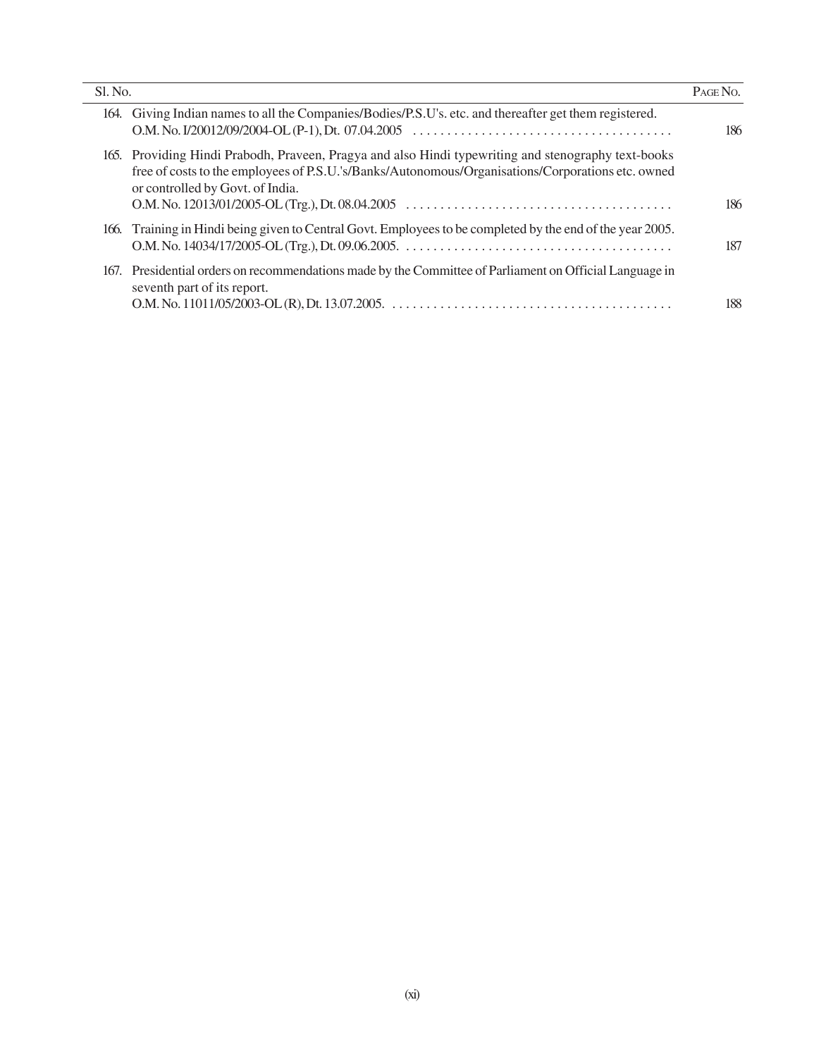| Sl. No. | | Page No. |
|---|---|---|
| 164. | Giving Indian names to all the Companies/Bodies/P.S.U's. etc. and thereafter get them registered. O.M. No. I/20012/09/2004-OL (P-1), Dt. 07.04.2005 | 186 |
| 165. | Providing Hindi Prabodh, Praveen, Pragya and also Hindi typewriting and stenography text-books free of costs to the employees of P.S.U.'s/Banks/Autonomous/Organisations/Corporations etc. owned or controlled by Govt. of India. O.M. No. 12013/01/2005-OL (Trg.), Dt. 08.04.2005 | 186 |
| 166. | Training in Hindi being given to Central Govt. Employees to be completed by the end of the year 2005. O.M. No. 14034/17/2005-OL (Trg.), Dt. 09.06.2005. | 187 |
| 167. | Presidential orders on recommendations made by the Committee of Parliament on Official Language in seventh part of its report. O.M. No. 11011/05/2003-OL (R), Dt. 13.07.2005. | 188 |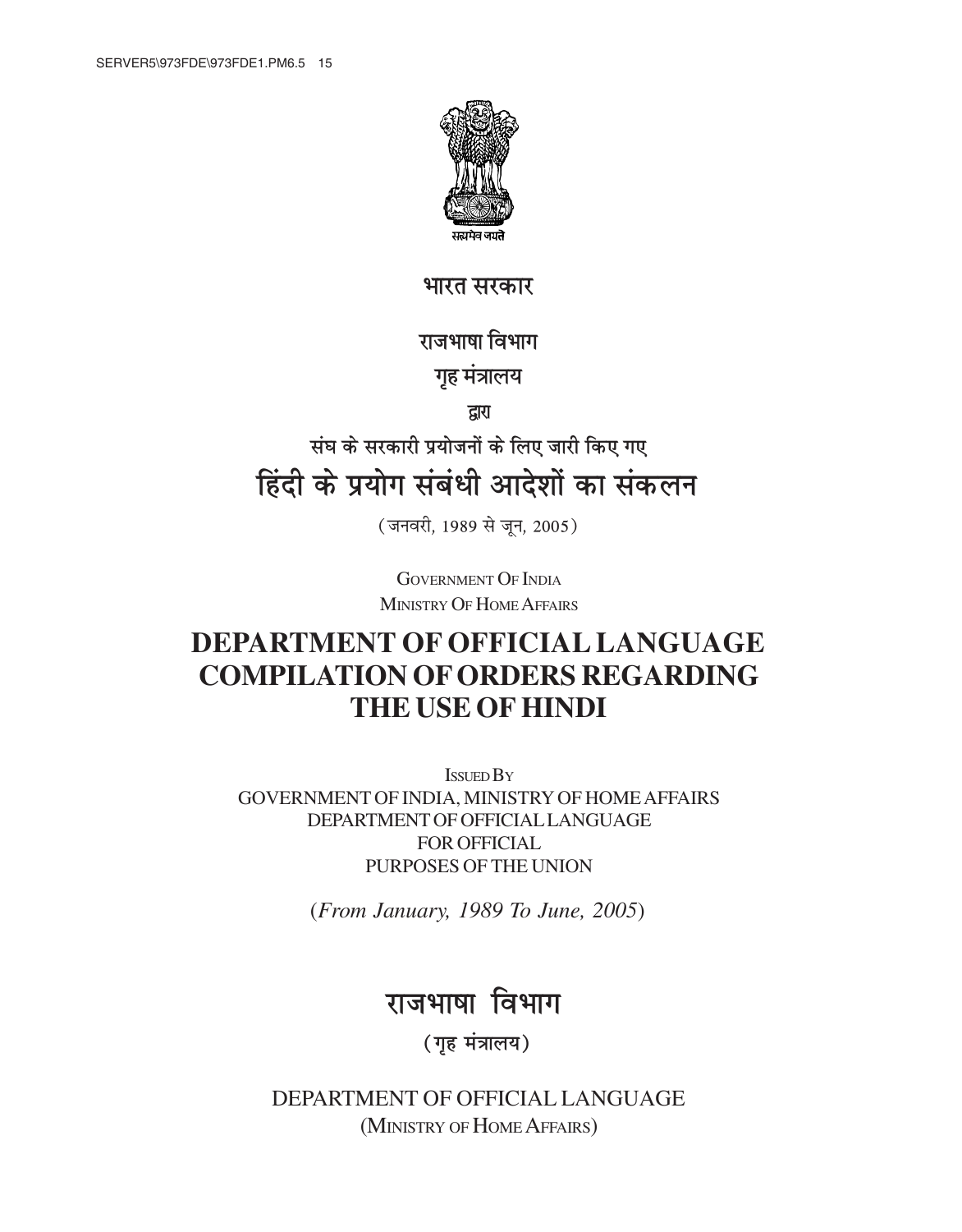सत्यमेव जयते

# भारत सरकार

## राजभाषा विभाग

## गृह मंत्रालय

द्वारा

संघ के सरकारी प्रयोजनों के लिए जारी किए गए

# हिंदी के प्रयोग संबंधी आदेशों का संकलन

(जनवरी, 1989 से जून, 2005)

GOVERNMENT OF INDIA

MINISTRY OF HOME AFFAIRS

# DEPARTMENT OF OFFICIAL LANGUAGE COMPILATION OF ORDERS REGARDING THE USE OF HINDI

ISSUED BY

GOVERNMENT OF INDIA, MINISTRY OF HOME AFFAIRS

DEPARTMENT OF OFFICIAL LANGUAGE

FOR OFFICIAL

PURPOSES OF THE UNION

(*From January, 1989 To June, 2005*)

# राजभाषा विभाग

(गृह मंत्रालय)

DEPARTMENT OF OFFICIAL LANGUAGE

(MINISTRY OF HOME AFFAIRS)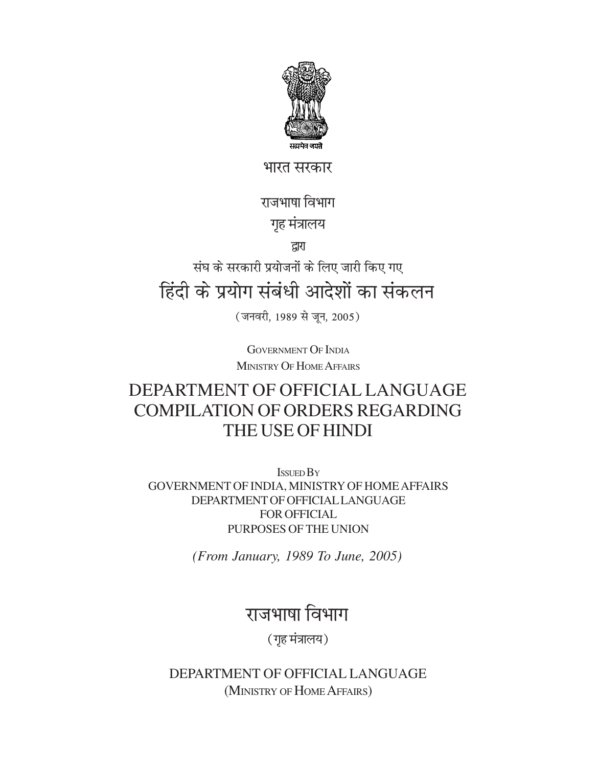सत्यमेव जयते

भारत सरकार

राजभाषा विभाग

गृह मंत्रालय

द्वारा

संघ के सरकारी प्रयोजनों के लिए जारी किए गए

# हिंदी के प्रयोग संबंधी आदेशों का संकलन

(जनवरी, 1989 से जून, 2005)

GOVERNMENT OF INDIA

MINISTRY OF HOME AFFAIRS

# DEPARTMENT OF OFFICIAL LANGUAGE COMPILATION OF ORDERS REGARDING THE USE OF HINDI

ISSUED BY

GOVERNMENT OF INDIA, MINISTRY OF HOME AFFAIRS

DEPARTMENT OF OFFICIAL LANGUAGE

FOR OFFICIAL

PURPOSES OF THE UNION

*(From January, 1989 To June, 2005)*

## राजभाषा विभाग

(गृह मंत्रालय)

DEPARTMENT OF OFFICIAL LANGUAGE

(MINISTRY OF HOME AFFAIRS)